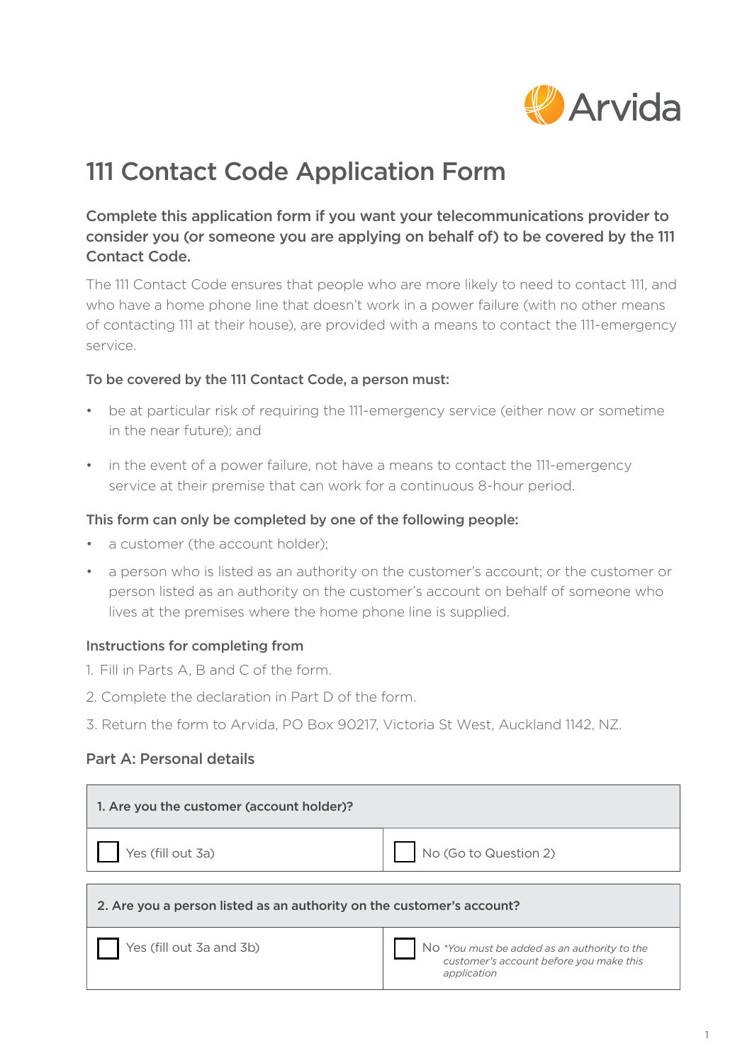Arvida

# 111 Contact Code Application Form

**Complete this application form if you want your telecommunications provider to consider you (or someone you are applying on behalf of) to be covered by the 111 Contact Code.**

The 111 Contact Code ensures that people who are more likely to need to contact 111, and who have a home phone line that doesn't work in a power failure (with no other means of contacting 111 at their house), are provided with a means to contact the 111-emergency service.

### To be covered by the 111 Contact Code, a person must:

- be at particular risk of requiring the 111-emergency service (either now or sometime in the near future); and
- in the event of a power failure, not have a means to contact the 111-emergency service at their premise that can work for a continuous 8-hour period.

### This form can only be completed by one of the following people:

- a customer (the account holder);
- a person who is listed as an authority on the customer's account; or the customer or person listed as an authority on the customer's account on behalf of someone who lives at the premises where the home phone line is supplied.

### Instructions for completing from

1. Fill in Parts A, B and C of the form.
2. Complete the declaration in Part D of the form.
3. Return the form to Arvida, PO Box 90217, Victoria St West, Auckland 1142, NZ.

## Part A: Personal details

| **1. Are you the customer (account holder)?** | |
|---|---|
| ☐ Yes (fill out 3a) | ☐ No (Go to Question 2) |

| **2. Are you a person listed as an authority on the customer's account?** | |
|---|---|
| ☐ Yes (fill out 3a and 3b) | ☐ No *\*You must be added as an authority to the customer's account before you make this application* |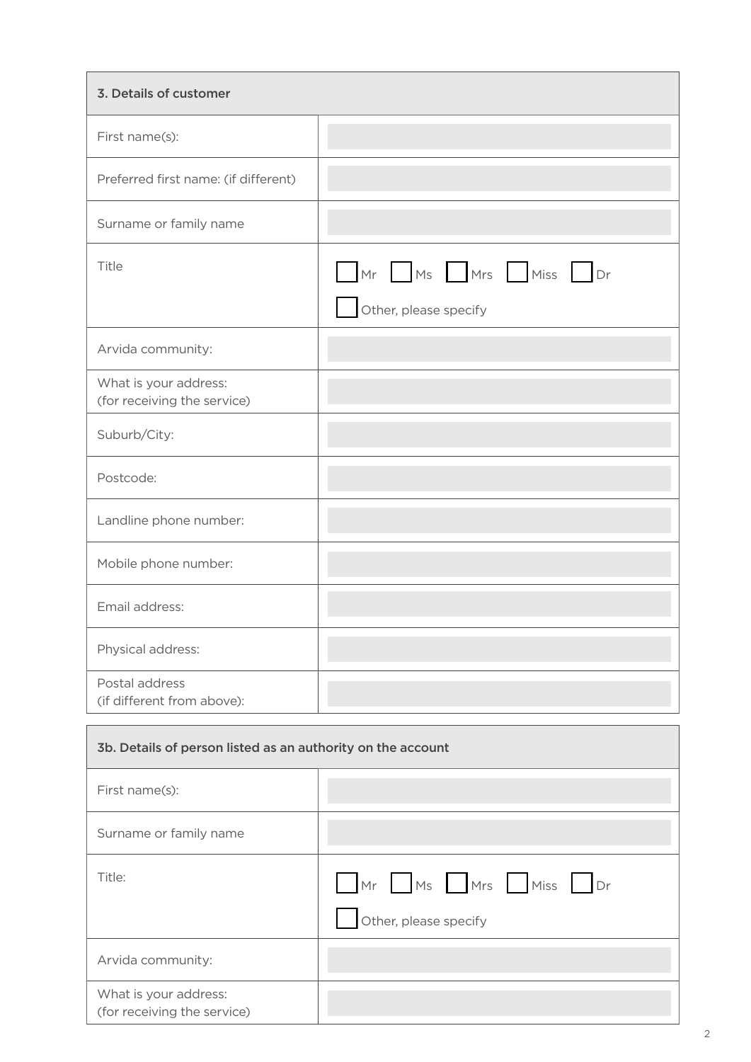| 3. Details of customer | |
|---|---|
| First name(s): | |
| Preferred first name: (if different) | |
| Surname or family name | |
| Title | ☐ Mr ☐ Ms ☐ Mrs ☐ Miss ☐ Dr<br>☐ Other, please specify |
| Arvida community: | |
| What is your address: (for receiving the service) | |
| Suburb/City: | |
| Postcode: | |
| Landline phone number: | |
| Mobile phone number: | |
| Email address: | |
| Physical address: | |
| Postal address (if different from above): | |

| 3b. Details of person listed as an authority on the account | |
|---|---|
| First name(s): | |
| Surname or family name | |
| Title: | ☐ Mr ☐ Ms ☐ Mrs ☐ Miss ☐ Dr<br>☐ Other, please specify |
| Arvida community: | |
| What is your address: (for receiving the service) | |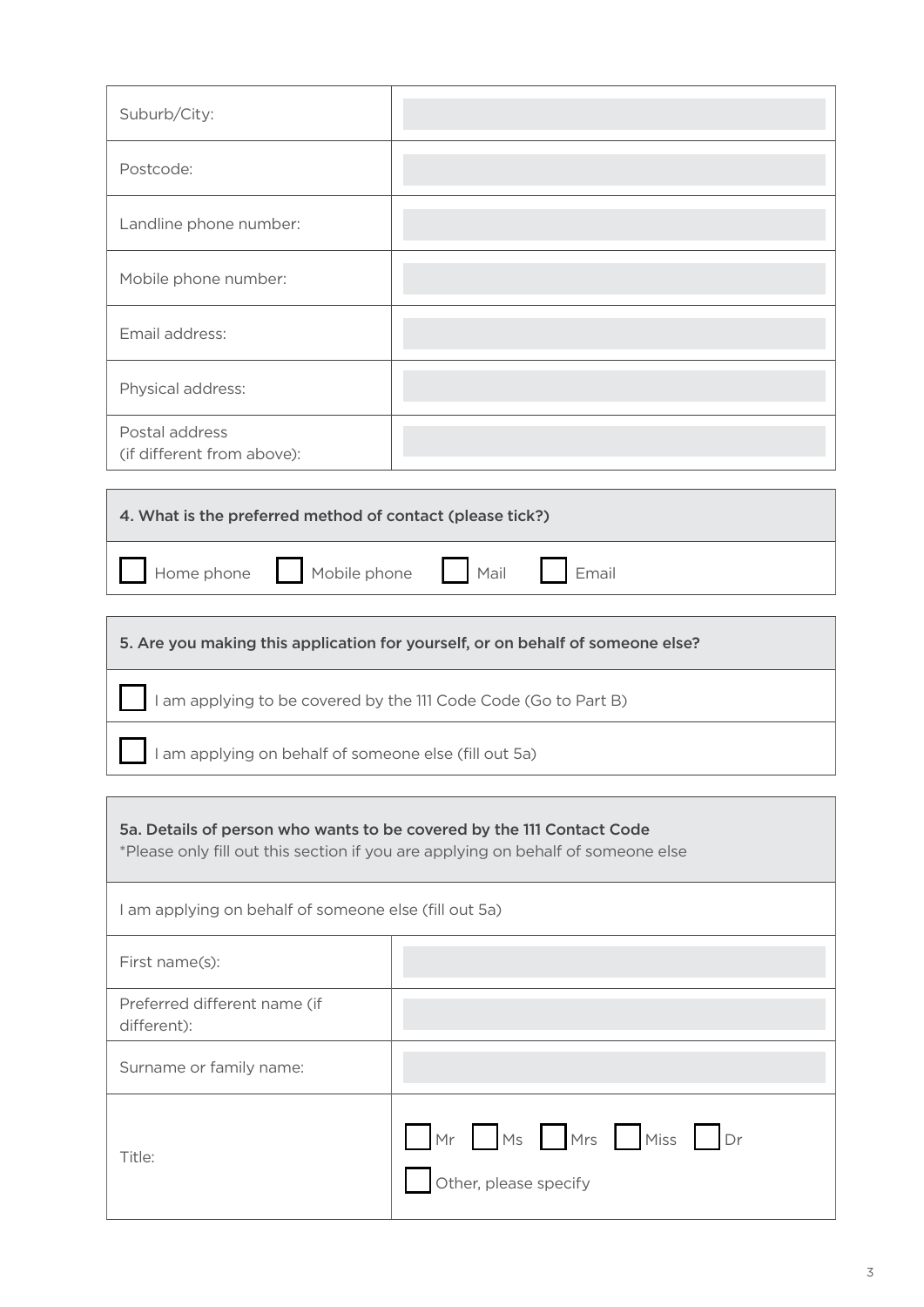| Suburb/City: | |
|---|---|
| Postcode: | |
| Landline phone number: | |
| Mobile phone number: | |
| Email address: | |
| Physical address: | |
| Postal address (if different from above): | |

| **4. What is the preferred method of contact (please tick?)** |
|---|
| ☐ Home phone ☐ Mobile phone ☐ Mail ☐ Email |

| **5. Are you making this application for yourself, or on behalf of someone else?** |
|---|
| ☐ I am applying to be covered by the 111 Code Code (Go to Part B) |
| ☐ I am applying on behalf of someone else (fill out 5a) |

| **5a. Details of person who wants to be covered by the 111 Contact Code** *Please only fill out this section if you are applying on behalf of someone else | |
|---|---|
| I am applying on behalf of someone else (fill out 5a) | |
| First name(s): | |
| Preferred different name (if different): | |
| Surname or family name: | |
| Title: | ☐ Mr ☐ Ms ☐ Mrs ☐ Miss ☐ Dr ☐ Other, please specify |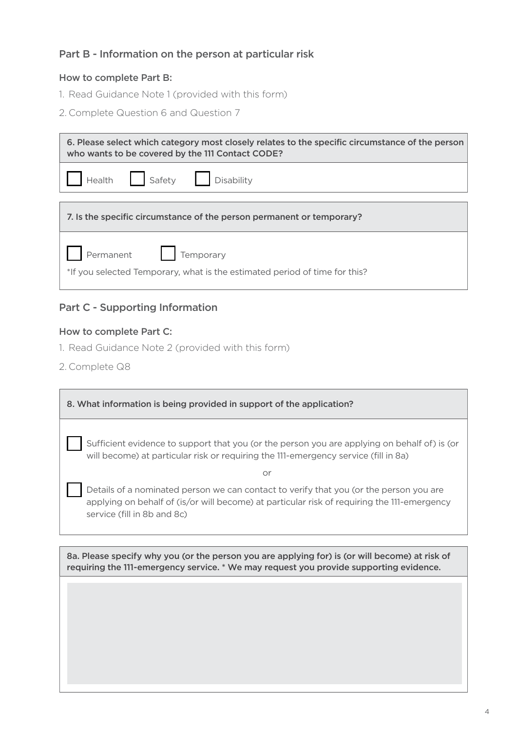## Part B - Information on the person at particular risk

### How to complete Part B:

1. Read Guidance Note 1 (provided with this form)
2. Complete Question 6 and Question 7

**6. Please select which category most closely relates to the specific circumstance of the person who wants to be covered by the 111 Contact CODE?**

☐ Health ☐ Safety ☐ Disability

**7. Is the specific circumstance of the person permanent or temporary?**

☐ Permanent ☐ Temporary

*If you selected Temporary, what is the estimated period of time for this?

## Part C - Supporting Information

### How to complete Part C:

1. Read Guidance Note 2 (provided with this form)
2. Complete Q8

**8. What information is being provided in support of the application?**

☐ Sufficient evidence to support that you (or the person you are applying on behalf of) is (or will become) at particular risk or requiring the 111-emergency service (fill in 8a)

or

☐ Details of a nominated person we can contact to verify that you (or the person you are applying on behalf of (is/or will become) at particular risk of requiring the 111-emergency service (fill in 8b and 8c)

**8a. Please specify why you (or the person you are applying for) is (or will become) at risk of requiring the 111-emergency service. * We may request you provide supporting evidence.**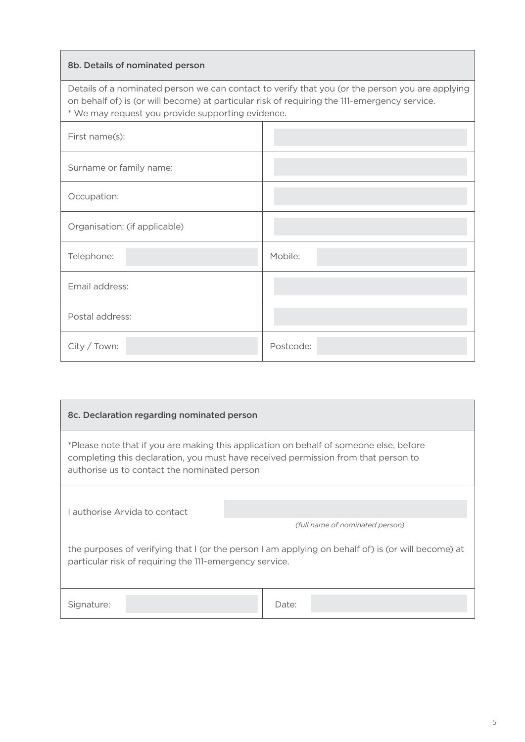### 8b. Details of nominated person

Details of a nominated person we can contact to verify that you (or the person you are applying on behalf of) is (or will become) at particular risk of requiring the 111-emergency service.
* We may request you provide supporting evidence.

| | |
|---|---|
| First name(s): | |
| Surname or family name: | |
| Occupation: | |
| Organisation: (if applicable) | |
| Telephone: | Mobile: |
| Email address: | |
| Postal address: | |
| City / Town: | Postcode: |

### 8c. Declaration regarding nominated person

*Please note that if you are making this application on behalf of someone else, before completing this declaration, you must have received permission from that person to authorise us to contact the nominated person

I authorise Arvida to contact ____________________
*(full name of nominated person)*

the purposes of verifying that I (or the person I am applying on behalf of) is (or will become) at particular risk of requiring the 111-emergency service.

| | |
|---|---|
| Signature: | Date: |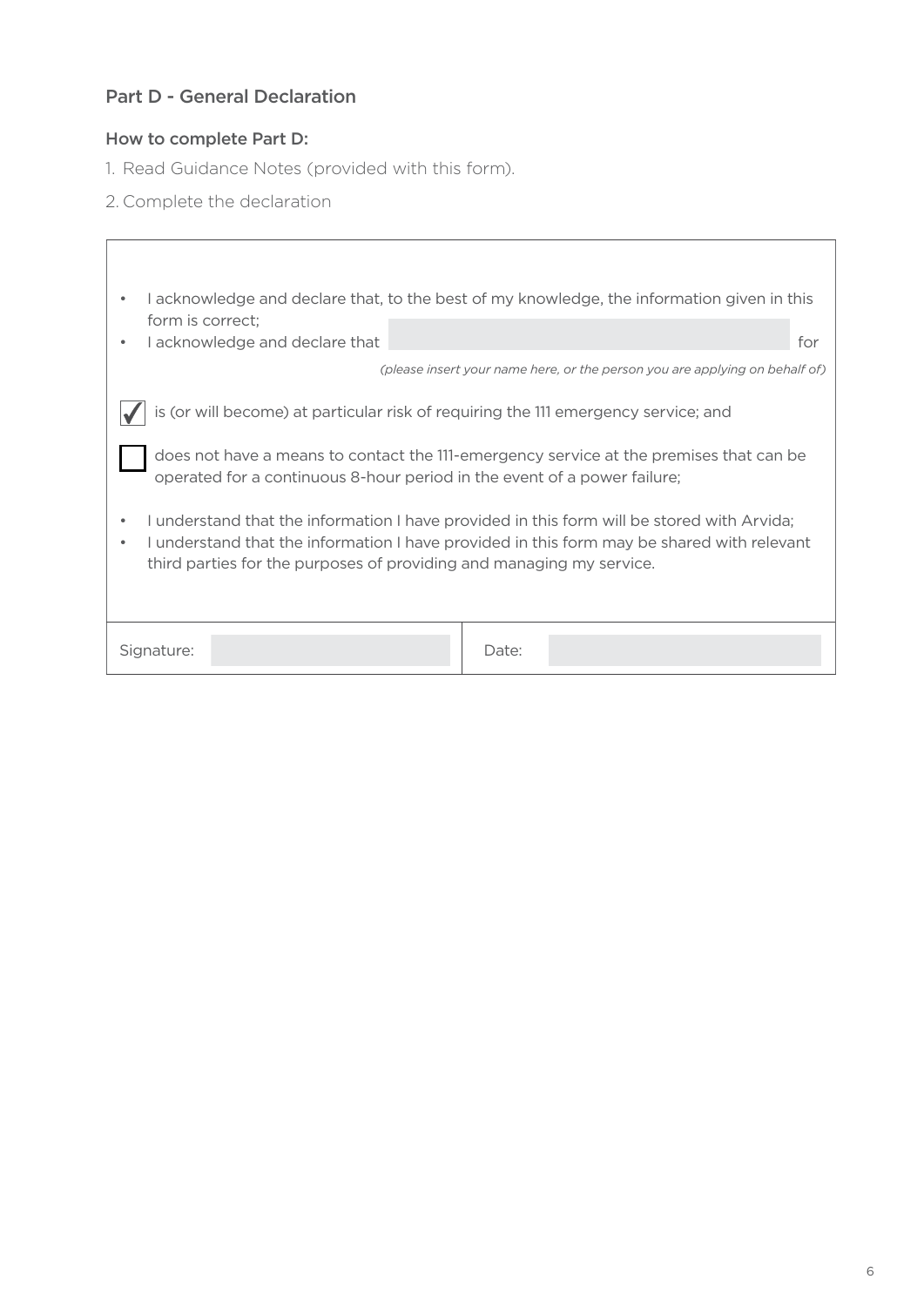## Part D - General Declaration

### How to complete Part D:

1. Read Guidance Notes (provided with this form).
2. Complete the declaration

- I acknowledge and declare that, to the best of my knowledge, the information given in this form is correct;
- I acknowledge and declare that ______________________________ for

*(please insert your name here, or the person you are applying on behalf of)*

☑ is (or will become) at particular risk of requiring the 111 emergency service; and

☐ does not have a means to contact the 111-emergency service at the premises that can be operated for a continuous 8-hour period in the event of a power failure;

- I understand that the information I have provided in this form will be stored with Arvida;
- I understand that the information I have provided in this form may be shared with relevant third parties for the purposes of providing and managing my service.

| | |
|---|---|
| Signature: | Date: |